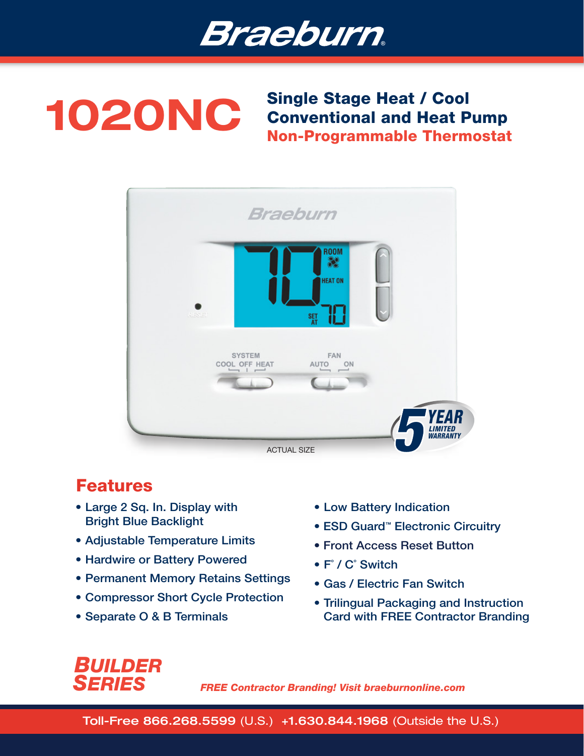# Braeburn

# 1020NC

## Single Stage Heat / Cool Conventional and Heat Pump Non-Programmable Thermostat

ACTUAL SIZE

5 YEAR LIMITED WARRANTY

## Features

- Large 2 Sq. In. Display with Bright Blue Backlight
- Adjustable Temperature Limits
- Hardwire or Battery Powered
- Permanent Memory Retains Settings
- Compressor Short Cycle Protection
- Separate O & B Terminals
- Low Battery Indication
- ESD Guard™ Electronic Circuitry
- Front Access Reset Button
- F° / C° Switch
- Gas / Electric Fan Switch
- Trilingual Packaging and Instruction Card with FREE Contractor Branding

**BUILDER SERIES**

*FREE Contractor Branding! Visit braeburnonline.com*

**Toll-Free 866.268.5599** (U.S.) **+1.630.844.1968** (Outside the U.S.)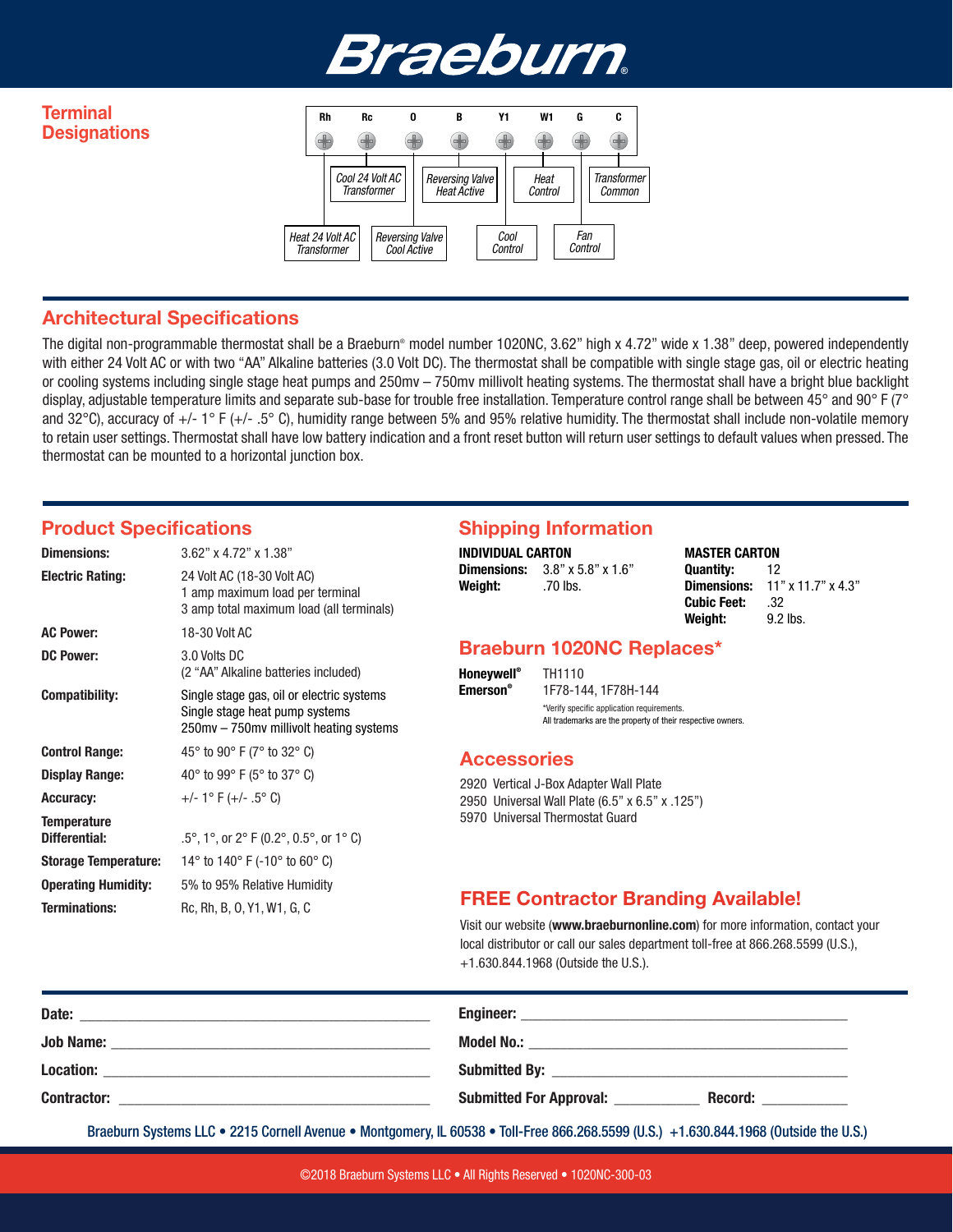# Braeburn

## Terminal Designations

Rh | Rc | O | B | Y1 | W1 | G | C

Heat 24 Volt AC Transformer
Cool 24 Volt AC Transformer
Reversing Valve Cool Active
Reversing Valve Heat Active
Cool Control
Heat Control
Fan Control
Transformer Common

## Architectural Specifications

The digital non-programmable thermostat shall be a Braeburn® model number 1020NC, 3.62" high x 4.72" wide x 1.38" deep, powered independently with either 24 Volt AC or with two "AA" Alkaline batteries (3.0 Volt DC). The thermostat shall be compatible with single stage gas, oil or electric heating or cooling systems including single stage heat pumps and 250mv – 750mv millivolt heating systems. The thermostat shall have a bright blue backlight display, adjustable temperature limits and separate sub-base for trouble free installation. Temperature control range shall be between 45° and 90° F (7° and 32°C), accuracy of +/- 1° F (+/- .5° C), humidity range between 5% and 95% relative humidity. The thermostat shall include non-volatile memory to retain user settings. Thermostat shall have low battery indication and a front reset button will return user settings to default values when pressed. The thermostat can be mounted to a horizontal junction box.

## Product Specifications

| | |
|---|---|
| **Dimensions:** | 3.62" x 4.72" x 1.38" |
| **Electric Rating:** | 24 Volt AC (18-30 Volt AC)<br>1 amp maximum load per terminal<br>3 amp total maximum load (all terminals) |
| **AC Power:** | 18-30 Volt AC |
| **DC Power:** | 3.0 Volts DC<br>(2 "AA" Alkaline batteries included) |
| **Compatibility:** | Single stage gas, oil or electric systems<br>Single stage heat pump systems<br>250mv – 750mv millivolt heating systems |
| **Control Range:** | 45° to 90° F (7° to 32° C) |
| **Display Range:** | 40° to 99° F (5° to 37° C) |
| **Accuracy:** | +/- 1° F (+/- .5° C) |
| **Temperature Differential:** | .5°, 1°, or 2° F (0.2°, 0.5°, or 1° C) |
| **Storage Temperature:** | 14° to 140° F (-10° to 60° C) |
| **Operating Humidity:** | 5% to 95% Relative Humidity |
| **Terminations:** | Rc, Rh, B, O, Y1, W1, G, C |

## Shipping Information

**INDIVIDUAL CARTON**

| | |
|---|---|
| **Dimensions:** | 3.8" x 5.8" x 1.6" |
| **Weight:** | .70 lbs. |

**MASTER CARTON**

| | |
|---|---|
| **Quantity:** | 12 |
| **Dimensions:** | 11" x 11.7" x 4.3" |
| **Cubic Feet:** | .32 |
| **Weight:** | 9.2 lbs. |

## Braeburn 1020NC Replaces*

| | |
|---|---|
| **Honeywell®** | TH1110 |
| **Emerson®** | 1F78-144, 1F78H-144 |

*Verify specific application requirements.
All trademarks are the property of their respective owners.

## Accessories

2920 Vertical J-Box Adapter Wall Plate
2950 Universal Wall Plate (6.5" x 6.5" x .125")
5970 Universal Thermostat Guard

## FREE Contractor Branding Available!

Visit our website (**www.braeburnonline.com**) for more information, contact your local distributor or call our sales department toll-free at 866.268.5599 (U.S.), +1.630.844.1968 (Outside the U.S.).

**Date:** ______________________
**Job Name:** ______________________
**Location:** ______________________
**Contractor:** ______________________
**Engineer:** ______________________
**Model No.:** ______________________
**Submitted By:** ______________________
**Submitted For Approval:** __________ **Record:** __________

Braeburn Systems LLC • 2215 Cornell Avenue • Montgomery, IL 60538 • Toll-Free 866.268.5599 (U.S.) +1.630.844.1968 (Outside the U.S.)

©2018 Braeburn Systems LLC • All Rights Reserved • 1020NC-300-03